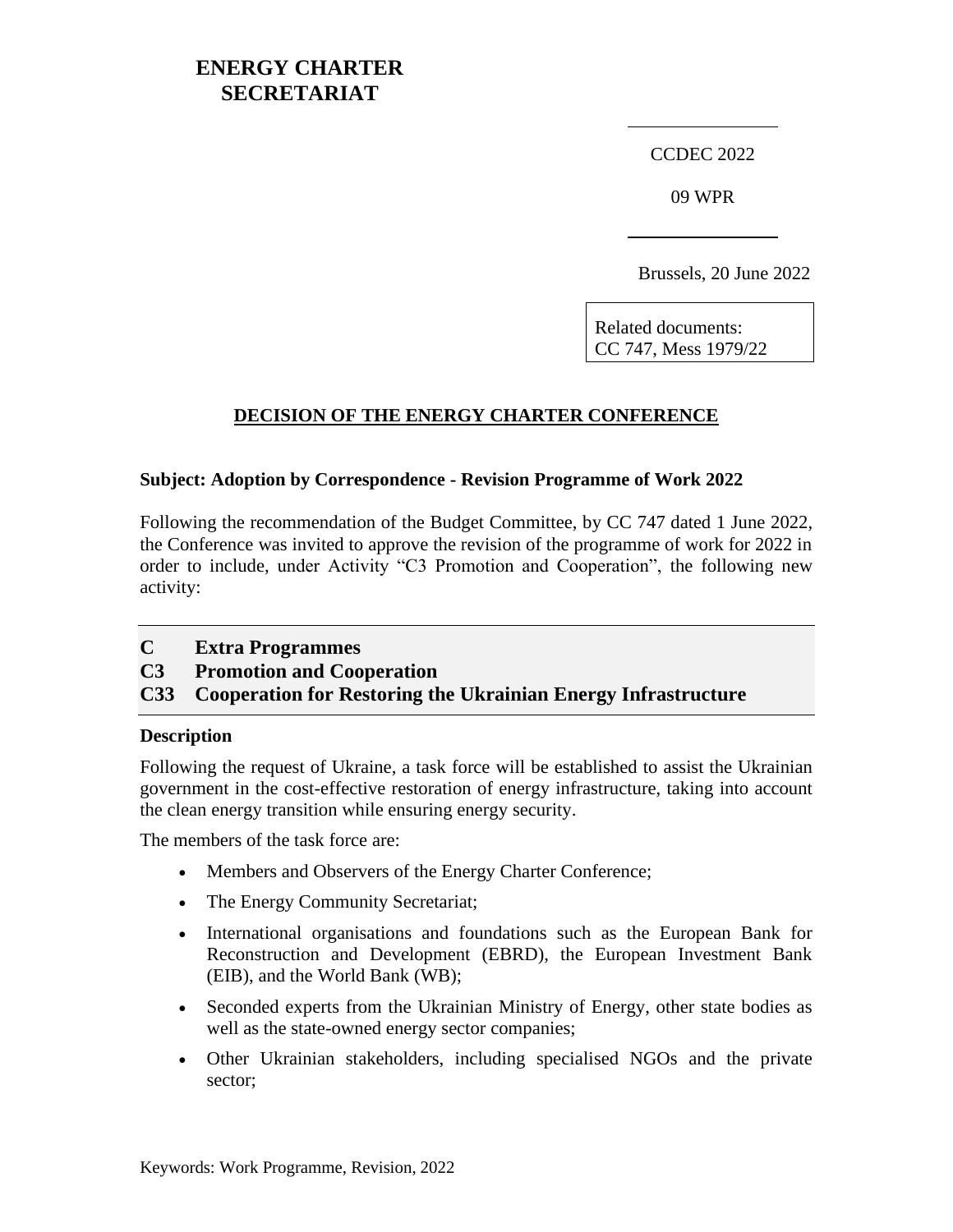**ENERGY CHARTER SECRETARIAT**

CCDEC 2022

09 WPR

Brussels, 20 June 2022

Related documents:
CC 747, Mess 1979/22

## DECISION OF THE ENERGY CHARTER CONFERENCE

**Subject: Adoption by Correspondence - Revision Programme of Work 2022**

Following the recommendation of the Budget Committee, by CC 747 dated 1 June 2022, the Conference was invited to approve the revision of the programme of work for 2022 in order to include, under Activity "C3 Promotion and Cooperation", the following new activity:

### C Extra Programmes
### C3 Promotion and Cooperation
### C33 Cooperation for Restoring the Ukrainian Energy Infrastructure

**Description**

Following the request of Ukraine, a task force will be established to assist the Ukrainian government in the cost-effective restoration of energy infrastructure, taking into account the clean energy transition while ensuring energy security.

The members of the task force are:

- Members and Observers of the Energy Charter Conference;
- The Energy Community Secretariat;
- International organisations and foundations such as the European Bank for Reconstruction and Development (EBRD), the European Investment Bank (EIB), and the World Bank (WB);
- Seconded experts from the Ukrainian Ministry of Energy, other state bodies as well as the state-owned energy sector companies;
- Other Ukrainian stakeholders, including specialised NGOs and the private sector;

Keywords: Work Programme, Revision, 2022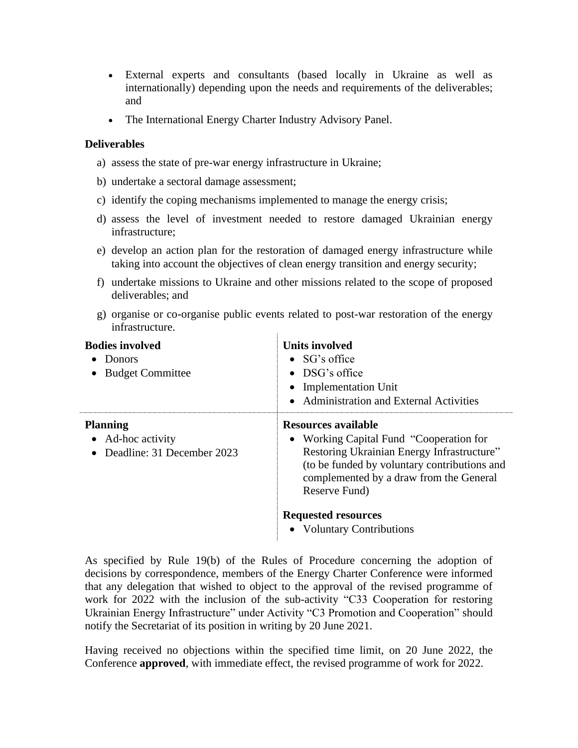- External experts and consultants (based locally in Ukraine as well as internationally) depending upon the needs and requirements of the deliverables; and
- The International Energy Charter Industry Advisory Panel.

**Deliverables**

a) assess the state of pre-war energy infrastructure in Ukraine;

b) undertake a sectoral damage assessment;

c) identify the coping mechanisms implemented to manage the energy crisis;

d) assess the level of investment needed to restore damaged Ukrainian energy infrastructure;

e) develop an action plan for the restoration of damaged energy infrastructure while taking into account the objectives of clean energy transition and energy security;

f) undertake missions to Ukraine and other missions related to the scope of proposed deliverables; and

g) organise or co-organise public events related to post-war restoration of the energy infrastructure.

| | |
|---|---|
| **Bodies involved**<br>• Donors<br>• Budget Committee | **Units involved**<br>• SG's office<br>• DSG's office<br>• Implementation Unit<br>• Administration and External Activities |
| **Planning**<br>• Ad-hoc activity<br>• Deadline: 31 December 2023 | **Resources available**<br>• Working Capital Fund "Cooperation for Restoring Ukrainian Energy Infrastructure" (to be funded by voluntary contributions and complemented by a draw from the General Reserve Fund)<br><br>**Requested resources**<br>• Voluntary Contributions |

As specified by Rule 19(b) of the Rules of Procedure concerning the adoption of decisions by correspondence, members of the Energy Charter Conference were informed that any delegation that wished to object to the approval of the revised programme of work for 2022 with the inclusion of the sub-activity "C33 Cooperation for restoring Ukrainian Energy Infrastructure" under Activity "C3 Promotion and Cooperation" should notify the Secretariat of its position in writing by 20 June 2021.

Having received no objections within the specified time limit, on 20 June 2022, the Conference **approved**, with immediate effect, the revised programme of work for 2022.